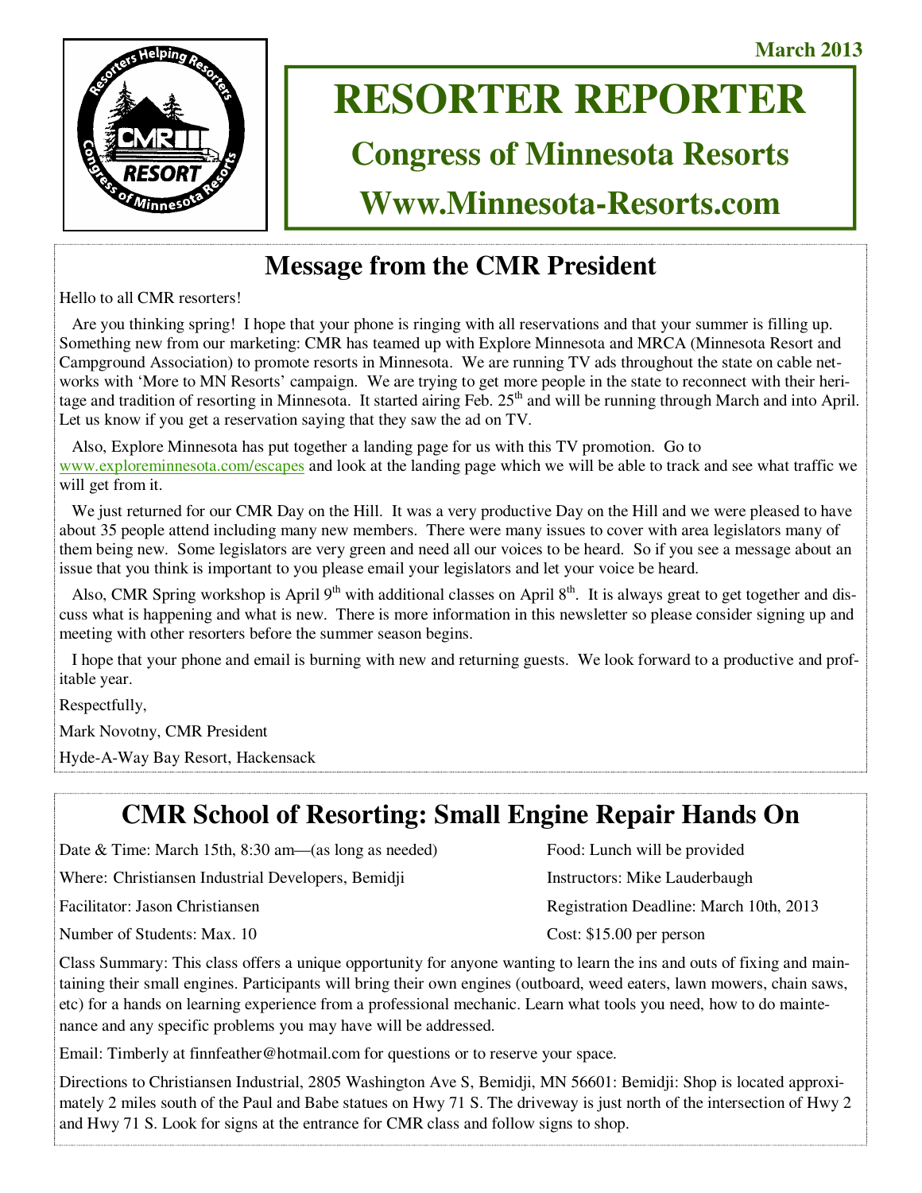March 2013

# RESORTER REPORTER

## Congress of Minnesota Resorts

## Www.Minnesota-Resorts.com

## Message from the CMR President

Hello to all CMR resorters!

Are you thinking spring! I hope that your phone is ringing with all reservations and that your summer is filling up. Something new from our marketing: CMR has teamed up with Explore Minnesota and MRCA (Minnesota Resort and Campground Association) to promote resorts in Minnesota. We are running TV ads throughout the state on cable networks with 'More to MN Resorts' campaign. We are trying to get more people in the state to reconnect with their heritage and tradition of resorting in Minnesota. It started airing Feb. 25th and will be running through March and into April. Let us know if you get a reservation saying that they saw the ad on TV.

Also, Explore Minnesota has put together a landing page for us with this TV promotion. Go to www.exploreminnesota.com/escapes and look at the landing page which we will be able to track and see what traffic we will get from it.

We just returned for our CMR Day on the Hill. It was a very productive Day on the Hill and we were pleased to have about 35 people attend including many new members. There were many issues to cover with area legislators many of them being new. Some legislators are very green and need all our voices to be heard. So if you see a message about an issue that you think is important to you please email your legislators and let your voice be heard.

Also, CMR Spring workshop is April 9th with additional classes on April 8th. It is always great to get together and discuss what is happening and what is new. There is more information in this newsletter so please consider signing up and meeting with other resorters before the summer season begins.

I hope that your phone and email is burning with new and returning guests. We look forward to a productive and profitable year.

Respectfully,

Mark Novotny, CMR President

Hyde-A-Way Bay Resort, Hackensack

## CMR School of Resorting: Small Engine Repair Hands On

Date & Time: March 15th, 8:30 am—(as long as needed)

Where: Christiansen Industrial Developers, Bemidji

Facilitator: Jason Christiansen

Number of Students: Max. 10

Food: Lunch will be provided

Instructors: Mike Lauderbaugh

Registration Deadline: March 10th, 2013

Cost: $15.00 per person

Class Summary: This class offers a unique opportunity for anyone wanting to learn the ins and outs of fixing and maintaining their small engines. Participants will bring their own engines (outboard, weed eaters, lawn mowers, chain saws, etc) for a hands on learning experience from a professional mechanic. Learn what tools you need, how to do maintenance and any specific problems you may have will be addressed.

Email: Timberly at finnfeather@hotmail.com for questions or to reserve your space.

Directions to Christiansen Industrial, 2805 Washington Ave S, Bemidji, MN 56601: Bemidji: Shop is located approximately 2 miles south of the Paul and Babe statues on Hwy 71 S. The driveway is just north of the intersection of Hwy 2 and Hwy 71 S. Look for signs at the entrance for CMR class and follow signs to shop.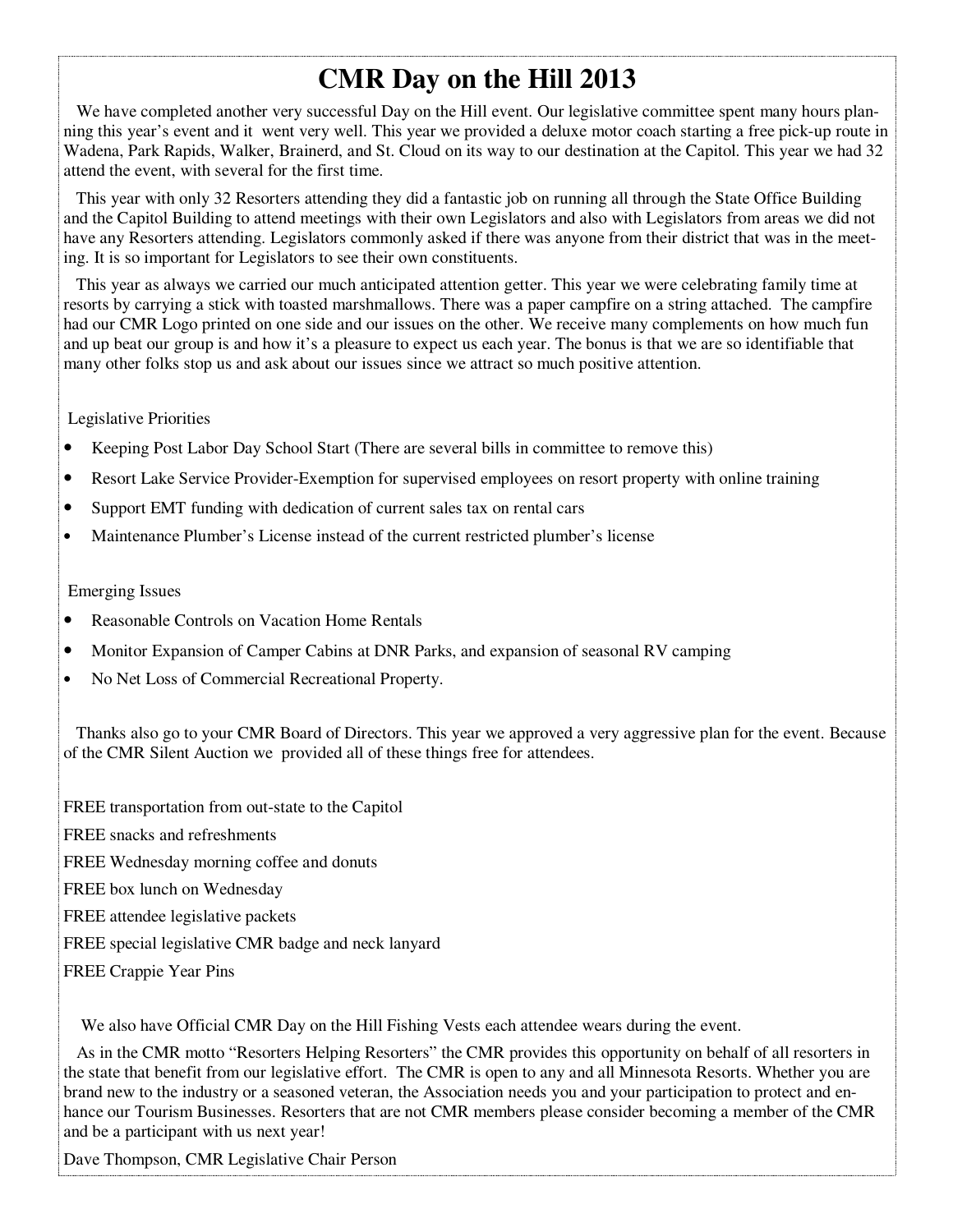# CMR Day on the Hill 2013

We have completed another very successful Day on the Hill event. Our legislative committee spent many hours planning this year's event and it went very well. This year we provided a deluxe motor coach starting a free pick-up route in Wadena, Park Rapids, Walker, Brainerd, and St. Cloud on its way to our destination at the Capitol. This year we had 32 attend the event, with several for the first time.

This year with only 32 Resorters attending they did a fantastic job on running all through the State Office Building and the Capitol Building to attend meetings with their own Legislators and also with Legislators from areas we did not have any Resorters attending. Legislators commonly asked if there was anyone from their district that was in the meeting. It is so important for Legislators to see their own constituents.

This year as always we carried our much anticipated attention getter. This year we were celebrating family time at resorts by carrying a stick with toasted marshmallows. There was a paper campfire on a string attached. The campfire had our CMR Logo printed on one side and our issues on the other. We receive many complements on how much fun and up beat our group is and how it's a pleasure to expect us each year. The bonus is that we are so identifiable that many other folks stop us and ask about our issues since we attract so much positive attention.

Legislative Priorities

- Keeping Post Labor Day School Start (There are several bills in committee to remove this)
- Resort Lake Service Provider-Exemption for supervised employees on resort property with online training
- Support EMT funding with dedication of current sales tax on rental cars
- Maintenance Plumber's License instead of the current restricted plumber's license

Emerging Issues

- Reasonable Controls on Vacation Home Rentals
- Monitor Expansion of Camper Cabins at DNR Parks, and expansion of seasonal RV camping
- No Net Loss of Commercial Recreational Property.

Thanks also go to your CMR Board of Directors. This year we approved a very aggressive plan for the event. Because of the CMR Silent Auction we provided all of these things free for attendees.

FREE transportation from out-state to the Capitol

FREE snacks and refreshments

FREE Wednesday morning coffee and donuts

FREE box lunch on Wednesday

FREE attendee legislative packets

FREE special legislative CMR badge and neck lanyard

FREE Crappie Year Pins

We also have Official CMR Day on the Hill Fishing Vests each attendee wears during the event.

As in the CMR motto "Resorters Helping Resorters" the CMR provides this opportunity on behalf of all resorters in the state that benefit from our legislative effort. The CMR is open to any and all Minnesota Resorts. Whether you are brand new to the industry or a seasoned veteran, the Association needs you and your participation to protect and enhance our Tourism Businesses. Resorters that are not CMR members please consider becoming a member of the CMR and be a participant with us next year!

Dave Thompson, CMR Legislative Chair Person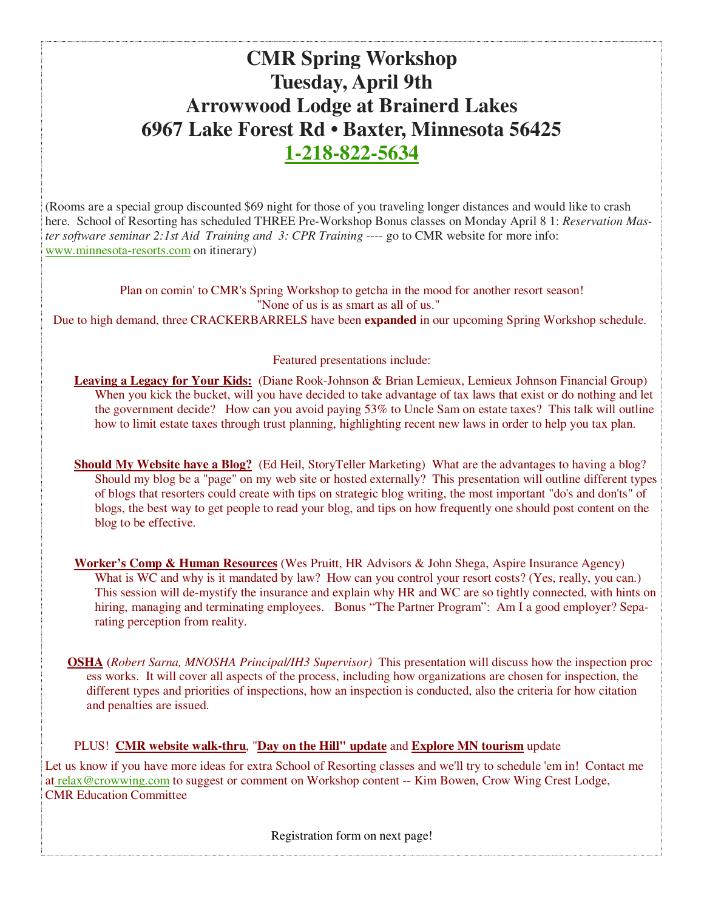# CMR Spring Workshop
# Tuesday, April 9th
# Arrowwood Lodge at Brainerd Lakes
# 6967 Lake Forest Rd • Baxter, Minnesota 56425
# 1-218-822-5634

(Rooms are a special group discounted $69 night for those of you traveling longer distances and would like to crash here. School of Resorting has scheduled THREE Pre-Workshop Bonus classes on Monday April 8 1: *Reservation Master software seminar 2:1st Aid Training and 3: CPR Training* ---- go to CMR website for more info: www.minnesota-resorts.com on itinerary)

Plan on comin' to CMR's Spring Workshop to getcha in the mood for another resort season!
"None of us is as smart as all of us."
Due to high demand, three CRACKERBARRELS have been **expanded** in our upcoming Spring Workshop schedule.

Featured presentations include:

**Leaving a Legacy for Your Kids:** (Diane Rook-Johnson & Brian Lemieux, Lemieux Johnson Financial Group) When you kick the bucket, will you have decided to take advantage of tax laws that exist or do nothing and let the government decide? How can you avoid paying 53% to Uncle Sam on estate taxes? This talk will outline how to limit estate taxes through trust planning, highlighting recent new laws in order to help you tax plan.

**Should My Website have a Blog?** (Ed Heil, StoryTeller Marketing) What are the advantages to having a blog? Should my blog be a "page" on my web site or hosted externally? This presentation will outline different types of blogs that resorters could create with tips on strategic blog writing, the most important "do's and don'ts" of blogs, the best way to get people to read your blog, and tips on how frequently one should post content on the blog to be effective.

**Worker's Comp & Human Resources** (Wes Pruitt, HR Advisors & John Shega, Aspire Insurance Agency) What is WC and why is it mandated by law? How can you control your resort costs? (Yes, really, you can.) This session will de-mystify the insurance and explain why HR and WC are so tightly connected, with hints on hiring, managing and terminating employees. Bonus "The Partner Program": Am I a good employer? Separating perception from reality.

**OSHA** (*Robert Sarna, MNOSHA Principal/IH3 Supervisor)* This presentation will discuss how the inspection process works. It will cover all aspects of the process, including how organizations are chosen for inspection, the different types and priorities of inspections, how an inspection is conducted, also the criteria for how citation and penalties are issued.

PLUS! **CMR website walk-thru**, "**Day on the Hill" update** and **Explore MN tourism** update

Let us know if you have more ideas for extra School of Resorting classes and we'll try to schedule 'em in! Contact me at relax@crowwing.com to suggest or comment on Workshop content -- Kim Bowen, Crow Wing Crest Lodge, CMR Education Committee

Registration form on next page!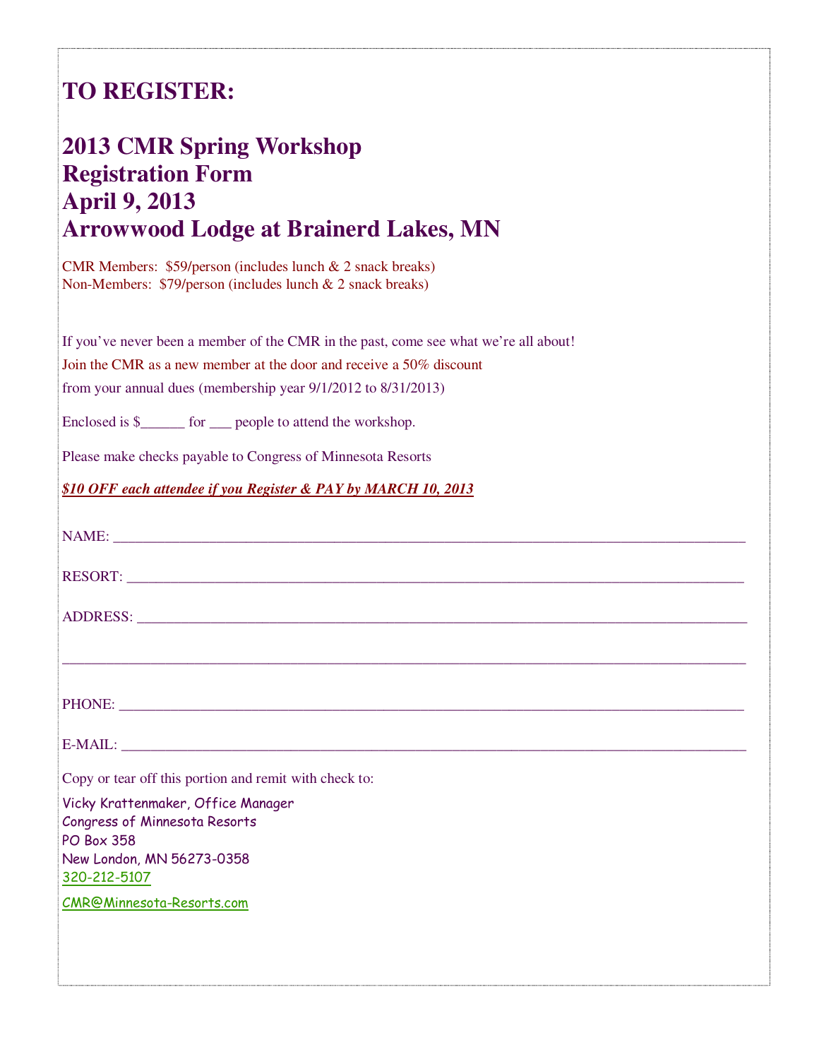# TO REGISTER:

# 2013 CMR Spring Workshop Registration Form April 9, 2013 Arrowwood Lodge at Brainerd Lakes, MN

CMR Members: $59/person (includes lunch & 2 snack breaks)
Non-Members: $79/person (includes lunch & 2 snack breaks)

If you've never been a member of the CMR in the past, come see what we're all about!

Join the CMR as a new member at the door and receive a 50% discount from your annual dues (membership year 9/1/2012 to 8/31/2013)

Enclosed is $______ for ___ people to attend the workshop.

Please make checks payable to Congress of Minnesota Resorts

***$10 OFF each attendee if you Register & PAY by MARCH 10, 2013***

NAME: ______________________________________________________________________

RESORT: ____________________________________________________________________

ADDRESS: ___________________________________________________________________

____________________________________________________________________________

PHONE: _____________________________________________________________________

E-MAIL: _____________________________________________________________________

Copy or tear off this portion and remit with check to:

Vicky Krattenmaker, Office Manager
Congress of Minnesota Resorts
PO Box 358
New London, MN 56273-0358
320-212-5107
CMR@Minnesota-Resorts.com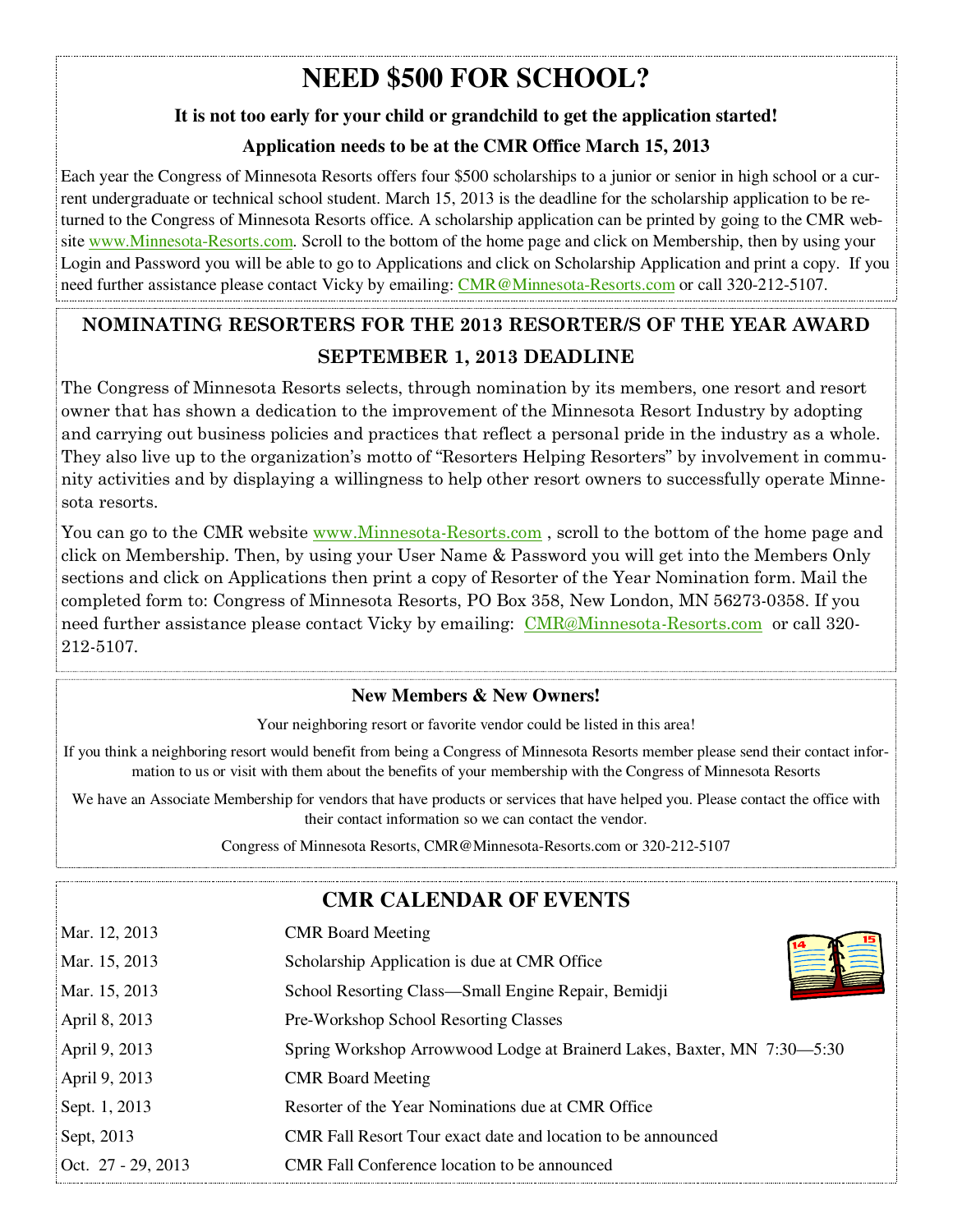# NEED $500 FOR SCHOOL?

**It is not too early for your child or grandchild to get the application started!**

**Application needs to be at the CMR Office March 15, 2013**

Each year the Congress of Minnesota Resorts offers four $500 scholarships to a junior or senior in high school or a current undergraduate or technical school student. March 15, 2013 is the deadline for the scholarship application to be returned to the Congress of Minnesota Resorts office. A scholarship application can be printed by going to the CMR website www.Minnesota-Resorts.com. Scroll to the bottom of the home page and click on Membership, then by using your Login and Password you will be able to go to Applications and click on Scholarship Application and print a copy. If you need further assistance please contact Vicky by emailing: CMR@Minnesota-Resorts.com or call 320-212-5107.

## NOMINATING RESORTERS FOR THE 2013 RESORTER/S OF THE YEAR AWARD

## SEPTEMBER 1, 2013 DEADLINE

The Congress of Minnesota Resorts selects, through nomination by its members, one resort and resort owner that has shown a dedication to the improvement of the Minnesota Resort Industry by adopting and carrying out business policies and practices that reflect a personal pride in the industry as a whole. They also live up to the organization's motto of "Resorters Helping Resorters" by involvement in community activities and by displaying a willingness to help other resort owners to successfully operate Minnesota resorts.

You can go to the CMR website www.Minnesota-Resorts.com , scroll to the bottom of the home page and click on Membership. Then, by using your User Name & Password you will get into the Members Only sections and click on Applications then print a copy of Resorter of the Year Nomination form. Mail the completed form to: Congress of Minnesota Resorts, PO Box 358, New London, MN 56273-0358. If you need further assistance please contact Vicky by emailing: CMR@Minnesota-Resorts.com or call 320-212-5107.

**New Members & New Owners!**

Your neighboring resort or favorite vendor could be listed in this area!

If you think a neighboring resort would benefit from being a Congress of Minnesota Resorts member please send their contact information to us or visit with them about the benefits of your membership with the Congress of Minnesota Resorts

We have an Associate Membership for vendors that have products or services that have helped you. Please contact the office with their contact information so we can contact the vendor.

Congress of Minnesota Resorts, CMR@Minnesota-Resorts.com or 320-212-5107

## CMR CALENDAR OF EVENTS

| Date | Event |
|---|---|
| Mar. 12, 2013 | CMR Board Meeting |
| Mar. 15, 2013 | Scholarship Application is due at CMR Office |
| Mar. 15, 2013 | School Resorting Class—Small Engine Repair, Bemidji |
| April 8, 2013 | Pre-Workshop School Resorting Classes |
| April 9, 2013 | Spring Workshop Arrowwood Lodge at Brainerd Lakes, Baxter, MN 7:30—5:30 |
| April 9, 2013 | CMR Board Meeting |
| Sept. 1, 2013 | Resorter of the Year Nominations due at CMR Office |
| Sept, 2013 | CMR Fall Resort Tour exact date and location to be announced |
| Oct. 27 - 29, 2013 | CMR Fall Conference location to be announced |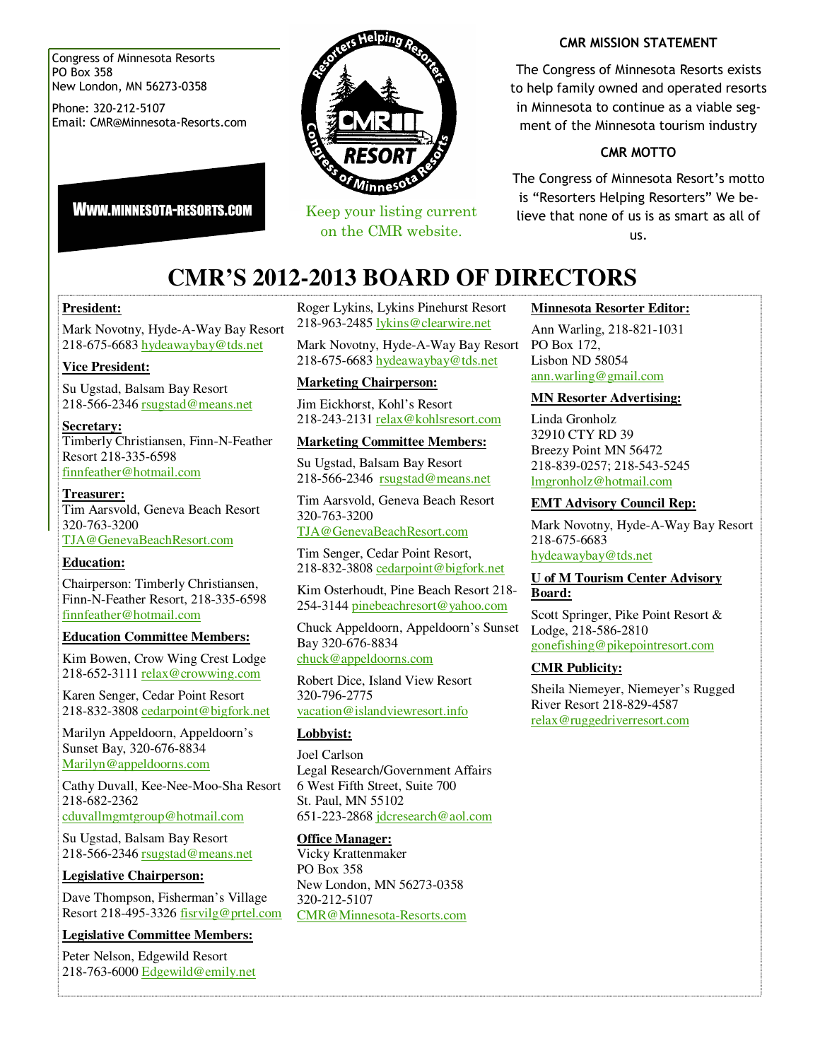Congress of Minnesota Resorts
PO Box 358
New London, MN 56273-0358

Phone: 320-212-5107
Email: CMR@Minnesota-Resorts.com

**WWW.MINNESOTA-RESORTS.COM**

Keep your listing current on the CMR website.

**CMR MISSION STATEMENT**

The Congress of Minnesota Resorts exists to help family owned and operated resorts in Minnesota to continue as a viable segment of the Minnesota tourism industry

**CMR MOTTO**

The Congress of Minnesota Resort's motto is "Resorters Helping Resorters" We believe that none of us is as smart as all of us.

# CMR'S 2012-2013 BOARD OF DIRECTORS

**President:**

Mark Novotny, Hyde-A-Way Bay Resort 218-675-6683 hydeawaybay@tds.net

**Vice President:**

Su Ugstad, Balsam Bay Resort 218-566-2346 rsugstad@means.net

**Secretary:**
Timberly Christiansen, Finn-N-Feather Resort 218-335-6598 finnfeather@hotmail.com

**Treasurer:**
Tim Aarsvold, Geneva Beach Resort 320-763-3200 TJA@GenevaBeachResort.com

**Education:**

Chairperson: Timberly Christiansen, Finn-N-Feather Resort, 218-335-6598 finnfeather@hotmail.com

**Education Committee Members:**

Kim Bowen, Crow Wing Crest Lodge 218-652-3111 relax@crowwing.com

Karen Senger, Cedar Point Resort 218-832-3808 cedarpoint@bigfork.net

Marilyn Appeldoorn, Appeldoorn's Sunset Bay, 320-676-8834 Marilyn@appeldoorns.com

Cathy Duvall, Kee-Nee-Moo-Sha Resort 218-682-2362 cduvallmgmtgroup@hotmail.com

Su Ugstad, Balsam Bay Resort 218-566-2346 rsugstad@means.net

**Legislative Chairperson:**

Dave Thompson, Fisherman's Village Resort 218-495-3326 fisrvilg@prtel.com

**Legislative Committee Members:**

Peter Nelson, Edgewild Resort 218-763-6000 Edgewild@emily.net

Roger Lykins, Lykins Pinehurst Resort 218-963-2485 lykins@clearwire.net

Mark Novotny, Hyde-A-Way Bay Resort 218-675-6683 hydeawaybay@tds.net

**Marketing Chairperson:**

Jim Eickhorst, Kohl's Resort 218-243-2131 relax@kohlsresort.com

**Marketing Committee Members:**

Su Ugstad, Balsam Bay Resort 218-566-2346 rsugstad@means.net

Tim Aarsvold, Geneva Beach Resort 320-763-3200 TJA@GenevaBeachResort.com

Tim Senger, Cedar Point Resort, 218-832-3808 cedarpoint@bigfork.net

Kim Osterhoudt, Pine Beach Resort 218-254-3144 pinebeachresort@yahoo.com

Chuck Appeldoorn, Appeldoorn's Sunset Bay 320-676-8834 chuck@appeldoorns.com

Robert Dice, Island View Resort 320-796-2775 vacation@islandviewresort.info

**Lobbyist:**

Joel Carlson
Legal Research/Government Affairs
6 West Fifth Street, Suite 700
St. Paul, MN 55102
651-223-2868 jdcresearch@aol.com

**Office Manager:**
Vicky Krattenmaker
PO Box 358
New London, MN 56273-0358
320-212-5107
CMR@Minnesota-Resorts.com

**Minnesota Resorter Editor:**

Ann Warling, 218-821-1031
PO Box 172,
Lisbon ND 58054
ann.warling@gmail.com

**MN Resorter Advertising:**

Linda Gronholz
32910 CTY RD 39
Breezy Point MN 56472
218-839-0257; 218-543-5245
lmgronholz@hotmail.com

**EMT Advisory Council Rep:**

Mark Novotny, Hyde-A-Way Bay Resort 218-675-6683 hydeawaybay@tds.net

**U of M Tourism Center Advisory Board:**

Scott Springer, Pike Point Resort & Lodge, 218-586-2810 gonefishing@pikepointresort.com

**CMR Publicity:**

Sheila Niemeyer, Niemeyer's Rugged River Resort 218-829-4587 relax@ruggedriverresort.com